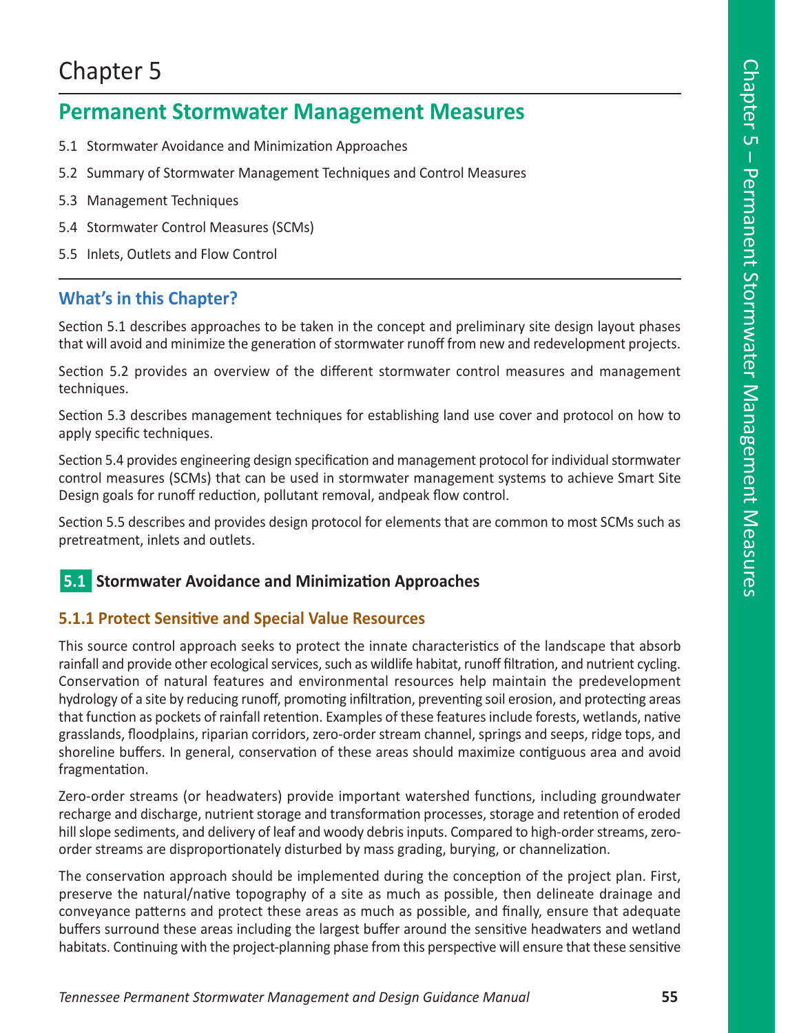# Chapter 5

## Permanent Stormwater Management Measures

5.1 Stormwater Avoidance and Minimization Approaches

5.2 Summary of Stormwater Management Techniques and Control Measures

5.3 Management Techniques

5.4 Stormwater Control Measures (SCMs)

5.5 Inlets, Outlets and Flow Control

### What's in this Chapter?

Section 5.1 describes approaches to be taken in the concept and preliminary site design layout phases that will avoid and minimize the generation of stormwater runoff from new and redevelopment projects.

Section 5.2 provides an overview of the different stormwater control measures and management techniques.

Section 5.3 describes management techniques for establishing land use cover and protocol on how to apply specific techniques.

Section 5.4 provides engineering design specification and management protocol for individual stormwater control measures (SCMs) that can be used in stormwater management systems to achieve Smart Site Design goals for runoff reduction, pollutant removal, andpeak flow control.

Section 5.5 describes and provides design protocol for elements that are common to most SCMs such as pretreatment, inlets and outlets.

## 5.1 Stormwater Avoidance and Minimization Approaches

### 5.1.1 Protect Sensitive and Special Value Resources

This source control approach seeks to protect the innate characteristics of the landscape that absorb rainfall and provide other ecological services, such as wildlife habitat, runoff filtration, and nutrient cycling. Conservation of natural features and environmental resources help maintain the predevelopment hydrology of a site by reducing runoff, promoting infiltration, preventing soil erosion, and protecting areas that function as pockets of rainfall retention. Examples of these features include forests, wetlands, native grasslands, floodplains, riparian corridors, zero-order stream channel, springs and seeps, ridge tops, and shoreline buffers. In general, conservation of these areas should maximize contiguous area and avoid fragmentation.

Zero-order streams (or headwaters) provide important watershed functions, including groundwater recharge and discharge, nutrient storage and transformation processes, storage and retention of eroded hill slope sediments, and delivery of leaf and woody debris inputs. Compared to high-order streams, zero-order streams are disproportionately disturbed by mass grading, burying, or channelization.

The conservation approach should be implemented during the conception of the project plan. First, preserve the natural/native topography of a site as much as possible, then delineate drainage and conveyance patterns and protect these areas as much as possible, and finally, ensure that adequate buffers surround these areas including the largest buffer around the sensitive headwaters and wetland habitats. Continuing with the project-planning phase from this perspective will ensure that these sensitive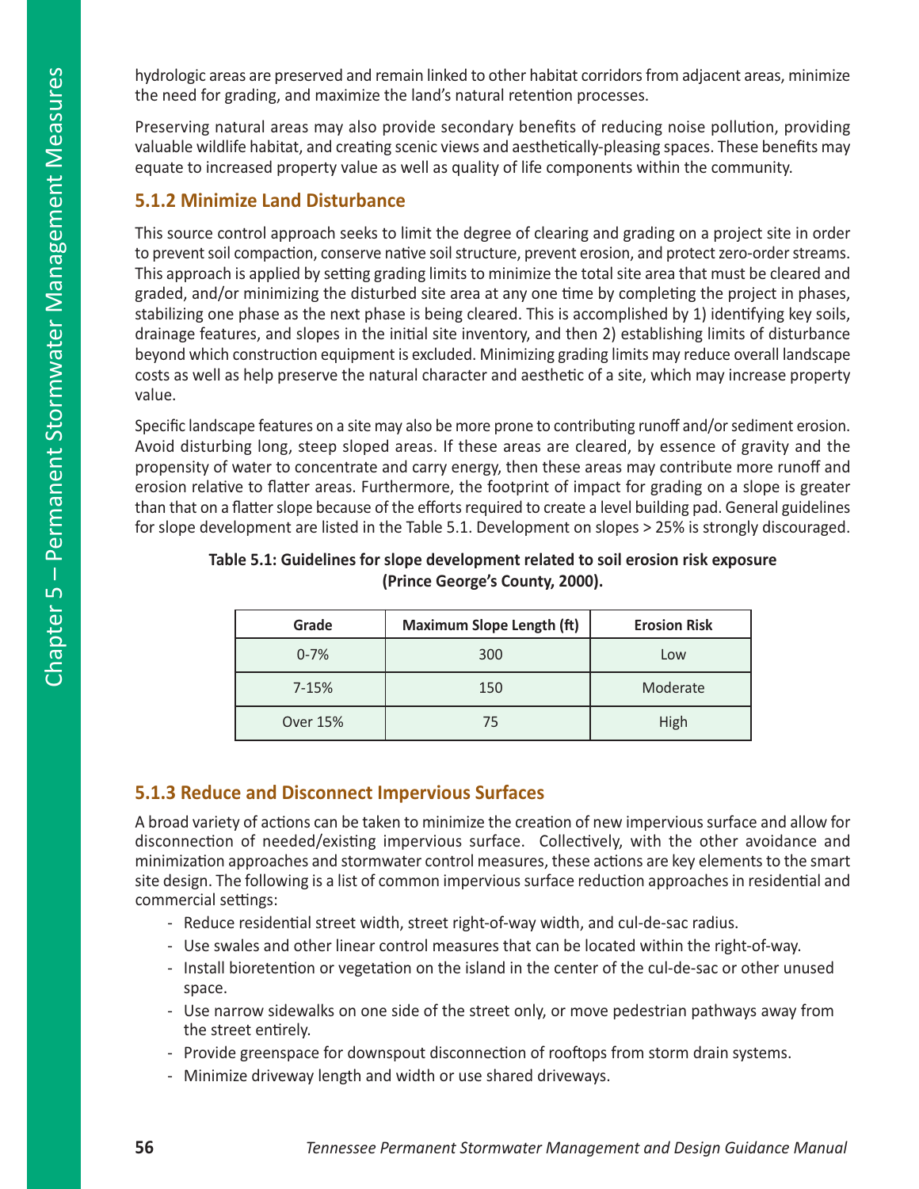hydrologic areas are preserved and remain linked to other habitat corridors from adjacent areas, minimize the need for grading, and maximize the land's natural retention processes.

Preserving natural areas may also provide secondary benefits of reducing noise pollution, providing valuable wildlife habitat, and creating scenic views and aesthetically-pleasing spaces. These benefits may equate to increased property value as well as quality of life components within the community.

### 5.1.2 Minimize Land Disturbance

This source control approach seeks to limit the degree of clearing and grading on a project site in order to prevent soil compaction, conserve native soil structure, prevent erosion, and protect zero-order streams. This approach is applied by setting grading limits to minimize the total site area that must be cleared and graded, and/or minimizing the disturbed site area at any one time by completing the project in phases, stabilizing one phase as the next phase is being cleared. This is accomplished by 1) identifying key soils, drainage features, and slopes in the initial site inventory, and then 2) establishing limits of disturbance beyond which construction equipment is excluded. Minimizing grading limits may reduce overall landscape costs as well as help preserve the natural character and aesthetic of a site, which may increase property value.

Specific landscape features on a site may also be more prone to contributing runoff and/or sediment erosion. Avoid disturbing long, steep sloped areas. If these areas are cleared, by essence of gravity and the propensity of water to concentrate and carry energy, then these areas may contribute more runoff and erosion relative to flatter areas. Furthermore, the footprint of impact for grading on a slope is greater than that on a flatter slope because of the efforts required to create a level building pad. General guidelines for slope development are listed in the Table 5.1. Development on slopes > 25% is strongly discouraged.

**Table 5.1: Guidelines for slope development related to soil erosion risk exposure (Prince George's County, 2000).**

| Grade | Maximum Slope Length (ft) | Erosion Risk |
|---|---|---|
| 0-7% | 300 | Low |
| 7-15% | 150 | Moderate |
| Over 15% | 75 | High |

### 5.1.3 Reduce and Disconnect Impervious Surfaces

A broad variety of actions can be taken to minimize the creation of new impervious surface and allow for disconnection of needed/existing impervious surface. Collectively, with the other avoidance and minimization approaches and stormwater control measures, these actions are key elements to the smart site design. The following is a list of common impervious surface reduction approaches in residential and commercial settings:

- Reduce residential street width, street right-of-way width, and cul-de-sac radius.
- Use swales and other linear control measures that can be located within the right-of-way.
- Install bioretention or vegetation on the island in the center of the cul-de-sac or other unused space.
- Use narrow sidewalks on one side of the street only, or move pedestrian pathways away from the street entirely.
- Provide greenspace for downspout disconnection of rooftops from storm drain systems.
- Minimize driveway length and width or use shared driveways.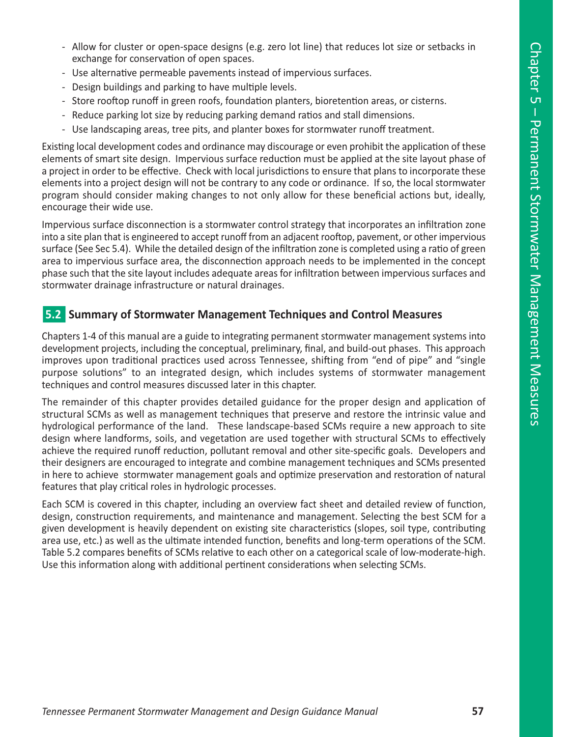- Allow for cluster or open-space designs (e.g. zero lot line) that reduces lot size or setbacks in exchange for conservation of open spaces.
- Use alternative permeable pavements instead of impervious surfaces.
- Design buildings and parking to have multiple levels.
- Store rooftop runoff in green roofs, foundation planters, bioretention areas, or cisterns.
- Reduce parking lot size by reducing parking demand ratios and stall dimensions.
- Use landscaping areas, tree pits, and planter boxes for stormwater runoff treatment.

Existing local development codes and ordinance may discourage or even prohibit the application of these elements of smart site design. Impervious surface reduction must be applied at the site layout phase of a project in order to be effective. Check with local jurisdictions to ensure that plans to incorporate these elements into a project design will not be contrary to any code or ordinance. If so, the local stormwater program should consider making changes to not only allow for these beneficial actions but, ideally, encourage their wide use.

Impervious surface disconnection is a stormwater control strategy that incorporates an infiltration zone into a site plan that is engineered to accept runoff from an adjacent rooftop, pavement, or other impervious surface (See Sec 5.4). While the detailed design of the infiltration zone is completed using a ratio of green area to impervious surface area, the disconnection approach needs to be implemented in the concept phase such that the site layout includes adequate areas for infiltration between impervious surfaces and stormwater drainage infrastructure or natural drainages.

## 5.2 Summary of Stormwater Management Techniques and Control Measures

Chapters 1-4 of this manual are a guide to integrating permanent stormwater management systems into development projects, including the conceptual, preliminary, final, and build-out phases. This approach improves upon traditional practices used across Tennessee, shifting from "end of pipe" and "single purpose solutions" to an integrated design, which includes systems of stormwater management techniques and control measures discussed later in this chapter.

The remainder of this chapter provides detailed guidance for the proper design and application of structural SCMs as well as management techniques that preserve and restore the intrinsic value and hydrological performance of the land. These landscape-based SCMs require a new approach to site design where landforms, soils, and vegetation are used together with structural SCMs to effectively achieve the required runoff reduction, pollutant removal and other site-specific goals. Developers and their designers are encouraged to integrate and combine management techniques and SCMs presented in here to achieve stormwater management goals and optimize preservation and restoration of natural features that play critical roles in hydrologic processes.

Each SCM is covered in this chapter, including an overview fact sheet and detailed review of function, design, construction requirements, and maintenance and management. Selecting the best SCM for a given development is heavily dependent on existing site characteristics (slopes, soil type, contributing area use, etc.) as well as the ultimate intended function, benefits and long-term operations of the SCM. Table 5.2 compares benefits of SCMs relative to each other on a categorical scale of low-moderate-high. Use this information along with additional pertinent considerations when selecting SCMs.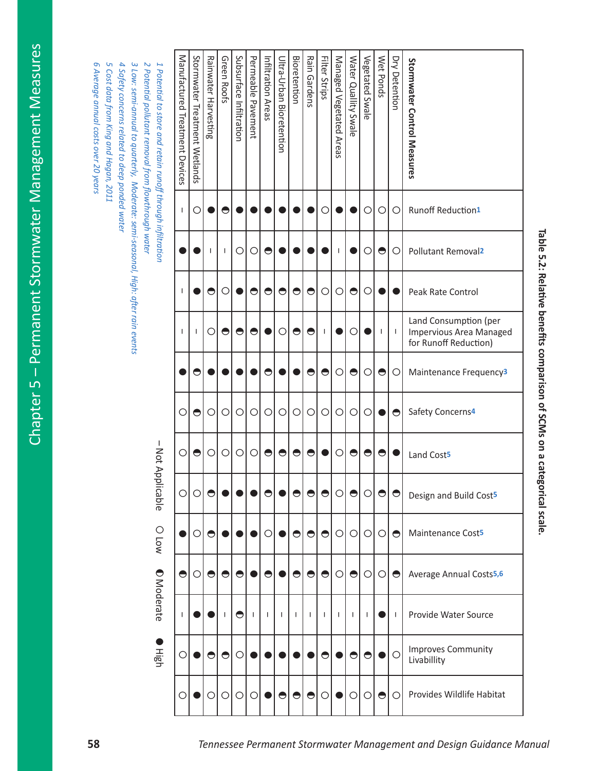**Table 5.2: Relative benefits comparison of SCMs on a categorical scale.**

| Stormwater Control Measures | Runoff Reduction[1] | Pollutant Removal[2] | Peak Rate Control | Land Consumption (per Impervious Area Managed for Runoff Reduction) | Maintenance Frequency[3] | Safety Concerns[4] | Land Cost[5] | Design and Build Cost[5] | Maintenance Cost[5] | Average Annual Costs[5,6] | Provide Water Source | Improves Community Livabillity | Provides Wildlife Habitat |
|---|---|---|---|---|---|---|---|---|---|---|---|---|---|
| Dry Detention | ○ | ○ | ● | – | ○ | ◓ | ● | ◓ | ◓ | ◓ | – | ○ | ○ |
| Wet Ponds | ○ | ◓ | ● | – | ◓ | ● | ◓ | ◓ | ○ | ○ | ● | ● | ◓ |
| Vegetated Swale | ○ | ○ | ○ | ● | ○ | ○ | ◓ | ○ | ○ | ○ | – | ◓ | ○ |
| Water Quallity Swale | ● | ● | ◓ | ○ | ◓ | ○ | ◓ | ◓ | ○ | ◓ | – | ◓ | ○ |
| Managed Vegetated Areas | ● | – | ○ | ● | ○ | ○ | ○ | ○ | ○ | ○ | – | ● | ● |
| Filter Strips | ○ | ● | ○ | – | ◓ | ○ | ● | ◓ | ◓ | ◓ | – | ◓ | ○ |
| Rain Gardens | ● | ● | ◓ | ◓ | ◓ | ○ | ◓ | ◓ | ◓ | ◓ | – | ● | ◓ |
| Bioretention | ● | ● | ◓ | ◓ | ● | ○ | ◓ | ◓ | ◓ | ◓ | – | ● | ◓ |
| Ultra-Urban Bioretention | ● | ● | ◓ | ○ | ● | ○ | ◓ | ● | ● | ● | – | ● | ◓ |
| Infiltration Areas | ● | ◓ | ◓ | ● | ◓ | ○ | ◓ | ◓ | ○ | ◓ | – | ● | ● |
| Permeable Pavement | ● | ○ | ◓ | ◓ | ● | ○ | ○ | ● | ● | ● | – | ● | ○ |
| Subsurface Infiltration | ● | ○ | ● | ◓ | ● | ○ | ○ | ● | ● | ◓ | ◓ | ○ | ○ |
| Green Roofs | ◓ | – | ○ | ◓ | ● | ○ | ○ | ● | ● | ◓ | – | ◓ | ○ |
| Rainwater Harvesting | ● | – | ◓ | ○ | ● | ○ | ○ | ◓ | ◓ | ◓ | ● | ◓ | ○ |
| Stormwater Treatment Wetlands | ○ | ● | ● | – | ◓ | ◓ | ◓ | ○ | ○ | ○ | ● | ● | ● |
| Manufactured Treatment Devices | – | ● | – | – | ● | ○ | ○ | ○ | ● | ◓ | – | ○ | ○ |

– Not Applicable ○ Low ◓ Moderate ● High

*1 Potential to store and retain runoff through infiltration*
*2 Potential pollutant removal from flowthrough water*
*3 Low: semi-annual to quarterly, Moderate: semi-seasonal, High: after rain events*
*4 Safety concerns related to deep ponded water*
*5 Cost data from King and Hagan, 2011*
*6 Average annual costs over 20 years*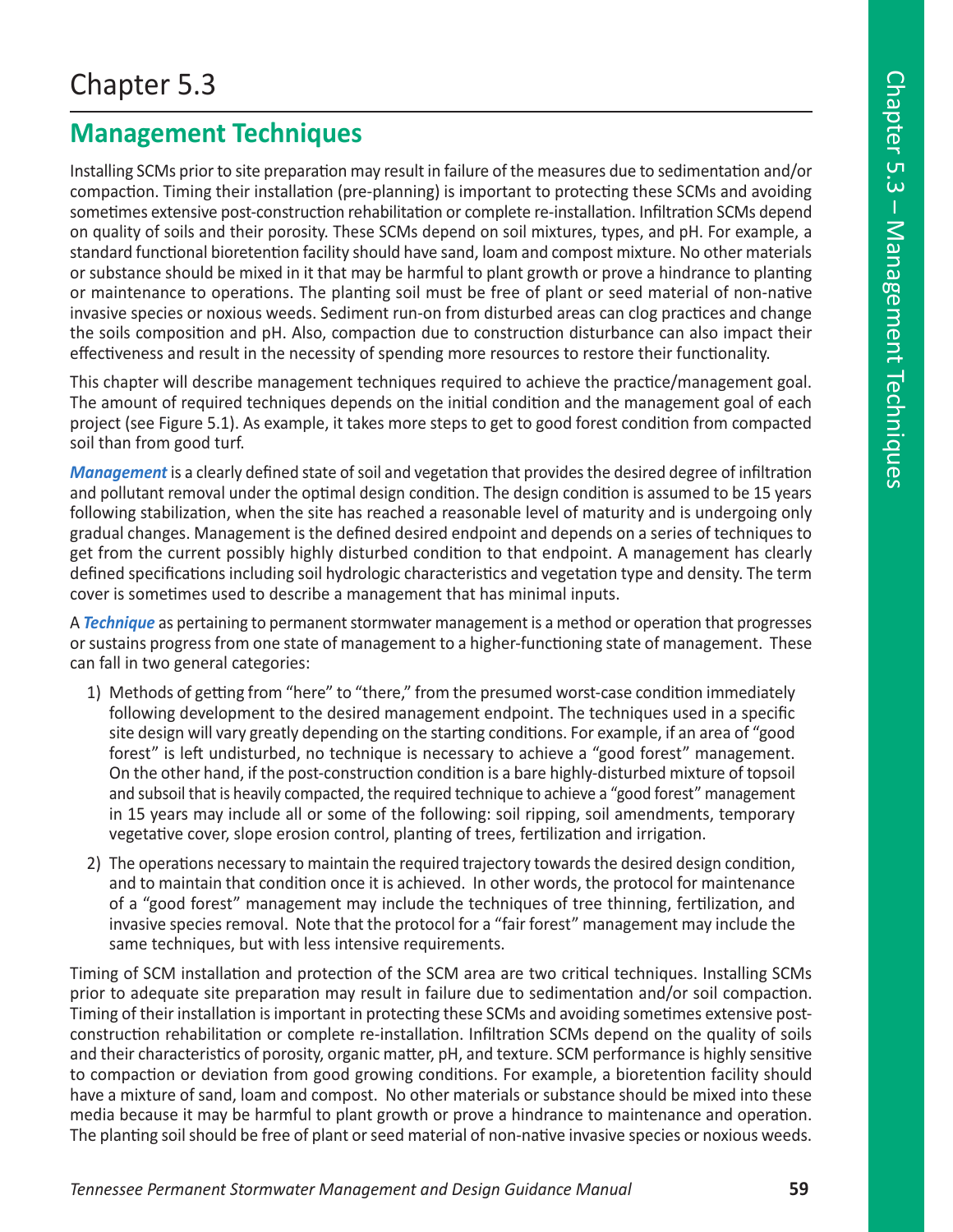# Chapter 5.3

## Management Techniques

Installing SCMs prior to site preparation may result in failure of the measures due to sedimentation and/or compaction. Timing their installation (pre-planning) is important to protecting these SCMs and avoiding sometimes extensive post-construction rehabilitation or complete re-installation. Infiltration SCMs depend on quality of soils and their porosity. These SCMs depend on soil mixtures, types, and pH. For example, a standard functional bioretention facility should have sand, loam and compost mixture. No other materials or substance should be mixed in it that may be harmful to plant growth or prove a hindrance to planting or maintenance to operations. The planting soil must be free of plant or seed material of non-native invasive species or noxious weeds. Sediment run-on from disturbed areas can clog practices and change the soils composition and pH. Also, compaction due to construction disturbance can also impact their effectiveness and result in the necessity of spending more resources to restore their functionality.

This chapter will describe management techniques required to achieve the practice/management goal. The amount of required techniques depends on the initial condition and the management goal of each project (see Figure 5.1). As example, it takes more steps to get to good forest condition from compacted soil than from good turf.

***Management*** is a clearly defined state of soil and vegetation that provides the desired degree of infiltration and pollutant removal under the optimal design condition. The design condition is assumed to be 15 years following stabilization, when the site has reached a reasonable level of maturity and is undergoing only gradual changes. Management is the defined desired endpoint and depends on a series of techniques to get from the current possibly highly disturbed condition to that endpoint. A management has clearly defined specifications including soil hydrologic characteristics and vegetation type and density. The term cover is sometimes used to describe a management that has minimal inputs.

A ***Technique*** as pertaining to permanent stormwater management is a method or operation that progresses or sustains progress from one state of management to a higher-functioning state of management. These can fall in two general categories:

1) Methods of getting from "here" to "there," from the presumed worst-case condition immediately following development to the desired management endpoint. The techniques used in a specific site design will vary greatly depending on the starting conditions. For example, if an area of "good forest" is left undisturbed, no technique is necessary to achieve a "good forest" management. On the other hand, if the post-construction condition is a bare highly-disturbed mixture of topsoil and subsoil that is heavily compacted, the required technique to achieve a "good forest" management in 15 years may include all or some of the following: soil ripping, soil amendments, temporary vegetative cover, slope erosion control, planting of trees, fertilization and irrigation.
2) The operations necessary to maintain the required trajectory towards the desired design condition, and to maintain that condition once it is achieved. In other words, the protocol for maintenance of a "good forest" management may include the techniques of tree thinning, fertilization, and invasive species removal. Note that the protocol for a "fair forest" management may include the same techniques, but with less intensive requirements.

Timing of SCM installation and protection of the SCM area are two critical techniques. Installing SCMs prior to adequate site preparation may result in failure due to sedimentation and/or soil compaction. Timing of their installation is important in protecting these SCMs and avoiding sometimes extensive post-construction rehabilitation or complete re-installation. Infiltration SCMs depend on the quality of soils and their characteristics of porosity, organic matter, pH, and texture. SCM performance is highly sensitive to compaction or deviation from good growing conditions. For example, a bioretention facility should have a mixture of sand, loam and compost. No other materials or substance should be mixed into these media because it may be harmful to plant growth or prove a hindrance to maintenance and operation. The planting soil should be free of plant or seed material of non-native invasive species or noxious weeds.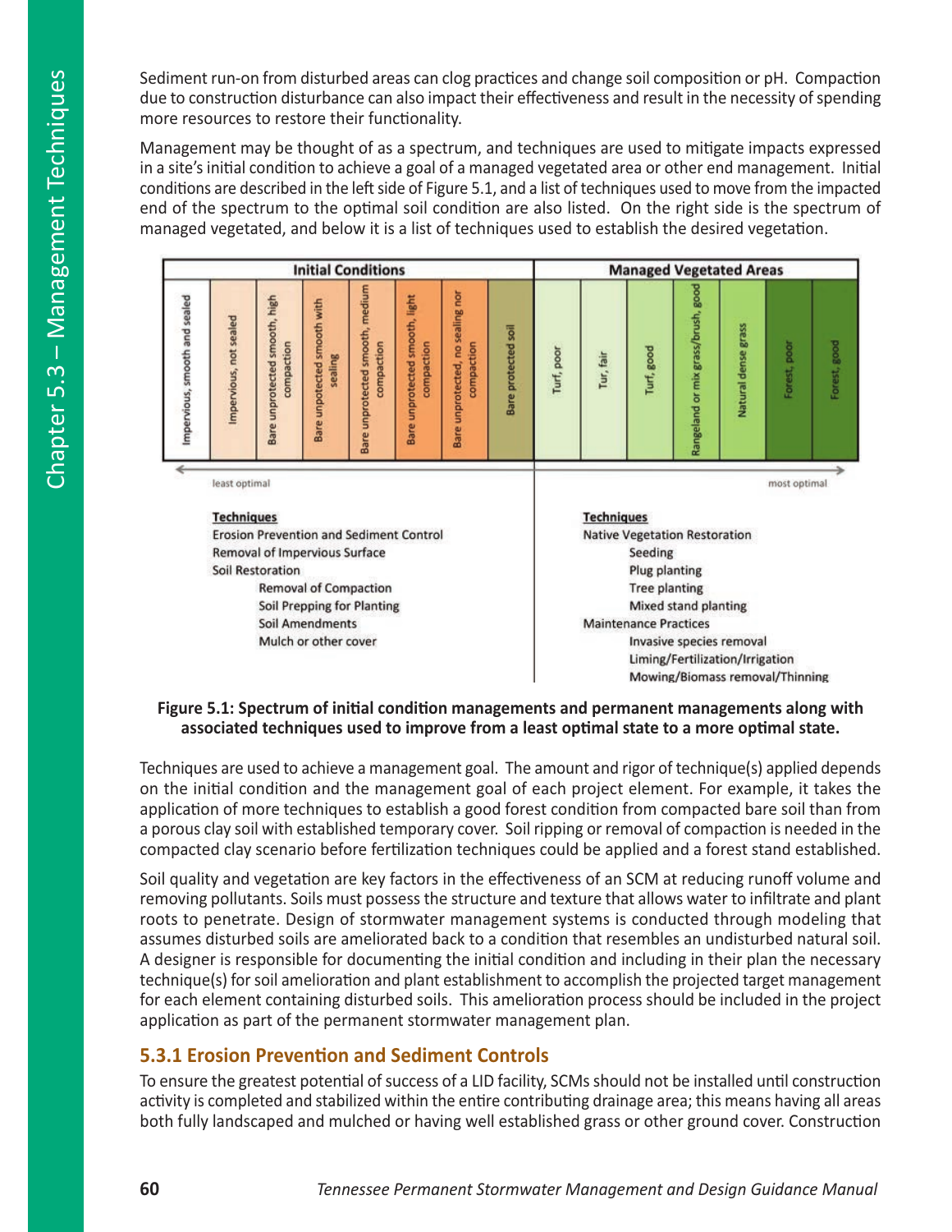Sediment run-on from disturbed areas can clog practices and change soil composition or pH. Compaction due to construction disturbance can also impact their effectiveness and result in the necessity of spending more resources to restore their functionality.

Management may be thought of as a spectrum, and techniques are used to mitigate impacts expressed in a site's initial condition to achieve a goal of a managed vegetated area or other end management. Initial conditions are described in the left side of Figure 5.1, and a list of techniques used to move from the impacted end of the spectrum to the optimal soil condition are also listed. On the right side is the spectrum of managed vegetated, and below it is a list of techniques used to establish the desired vegetation.

| Initial Conditions | | | | | | | | Managed Vegetated Areas | | | | | | |
|---|---|---|---|---|---|---|---|---|---|---|---|---|---|---|
| Impervious, smooth and sealed | Impervious, not sealed | Bare unprotected smooth, high compaction | Bare unpotected smooth with sealing | Bare unprotected smooth, medium compaction | Bare unprotected smooth, light compaction | Bare unprotected, no sealing nor compaction | Bare protected soil | Turf, poor | Tur, fair | Turf, good | Rangeland or mix grass/brush, good | Natural dense grass | Forest, poor | Forest, good |

least optimal ← → most optimal

| Techniques | Techniques |
|---|---|
| Erosion Prevention and Sediment Control | Native Vegetation Restoration |
| Removal of Impervious Surface | Seeding |
| Soil Restoration | Plug planting |
| Removal of Compaction | Tree planting |
| Soil Prepping for Planting | Mixed stand planting |
| Soil Amendments | Maintenance Practices |
| Mulch or other cover | Invasive species removal |
| | Liming/Fertilization/Irrigation |
| | Mowing/Biomass removal/Thinning |

**Figure 5.1: Spectrum of initial condition managements and permanent managements along with associated techniques used to improve from a least optimal state to a more optimal state.**

Techniques are used to achieve a management goal. The amount and rigor of technique(s) applied depends on the initial condition and the management goal of each project element. For example, it takes the application of more techniques to establish a good forest condition from compacted bare soil than from a porous clay soil with established temporary cover. Soil ripping or removal of compaction is needed in the compacted clay scenario before fertilization techniques could be applied and a forest stand established.

Soil quality and vegetation are key factors in the effectiveness of an SCM at reducing runoff volume and removing pollutants. Soils must possess the structure and texture that allows water to infiltrate and plant roots to penetrate. Design of stormwater management systems is conducted through modeling that assumes disturbed soils are ameliorated back to a condition that resembles an undisturbed natural soil. A designer is responsible for documenting the initial condition and including in their plan the necessary technique(s) for soil amelioration and plant establishment to accomplish the projected target management for each element containing disturbed soils. This amelioration process should be included in the project application as part of the permanent stormwater management plan.

### 5.3.1 Erosion Prevention and Sediment Controls

To ensure the greatest potential of success of a LID facility, SCMs should not be installed until construction activity is completed and stabilized within the entire contributing drainage area; this means having all areas both fully landscaped and mulched or having well established grass or other ground cover. Construction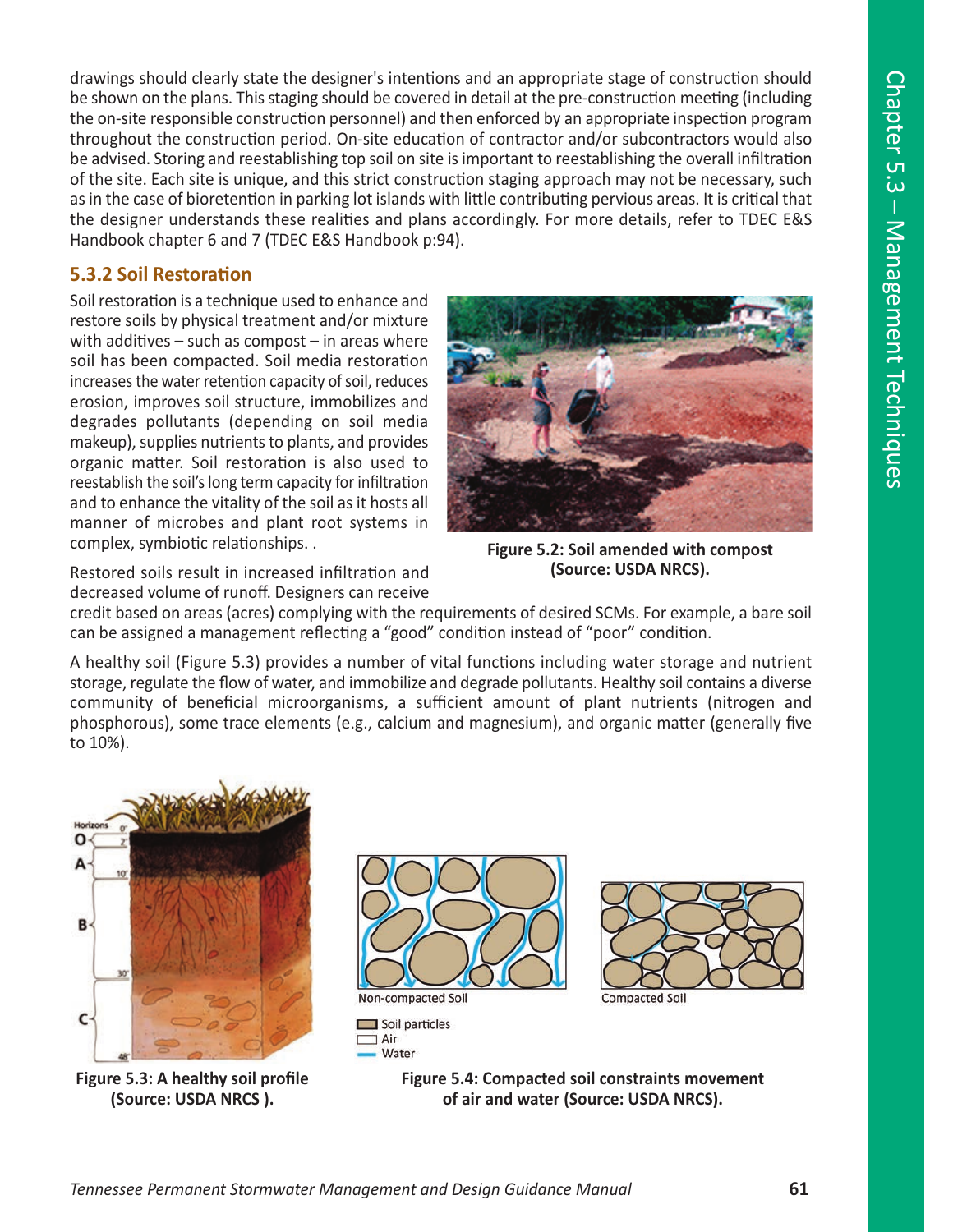drawings should clearly state the designer's intentions and an appropriate stage of construction should be shown on the plans. This staging should be covered in detail at the pre-construction meeting (including the on-site responsible construction personnel) and then enforced by an appropriate inspection program throughout the construction period. On-site education of contractor and/or subcontractors would also be advised. Storing and reestablishing top soil on site is important to reestablishing the overall infiltration of the site. Each site is unique, and this strict construction staging approach may not be necessary, such as in the case of bioretention in parking lot islands with little contributing pervious areas. It is critical that the designer understands these realities and plans accordingly. For more details, refer to TDEC E&S Handbook chapter 6 and 7 (TDEC E&S Handbook p:94).

### 5.3.2 Soil Restoration

Soil restoration is a technique used to enhance and restore soils by physical treatment and/or mixture with additives – such as compost – in areas where soil has been compacted. Soil media restoration increases the water retention capacity of soil, reduces erosion, improves soil structure, immobilizes and degrades pollutants (depending on soil media makeup), supplies nutrients to plants, and provides organic matter. Soil restoration is also used to reestablish the soil's long term capacity for infiltration and to enhance the vitality of the soil as it hosts all manner of microbes and plant root systems in complex, symbiotic relationships. .

**Figure 5.2: Soil amended with compost (Source: USDA NRCS).**

Restored soils result in increased infiltration and decreased volume of runoff. Designers can receive credit based on areas (acres) complying with the requirements of desired SCMs. For example, a bare soil can be assigned a management reflecting a "good" condition instead of "poor" condition.

A healthy soil (Figure 5.3) provides a number of vital functions including water storage and nutrient storage, regulate the flow of water, and immobilize and degrade pollutants. Healthy soil contains a diverse community of beneficial microorganisms, a sufficient amount of plant nutrients (nitrogen and phosphorous), some trace elements (e.g., calcium and magnesium), and organic matter (generally five to 10%).

**Figure 5.3: A healthy soil profile (Source: USDA NRCS ).**

**Figure 5.4: Compacted soil constraints movement of air and water (Source: USDA NRCS).**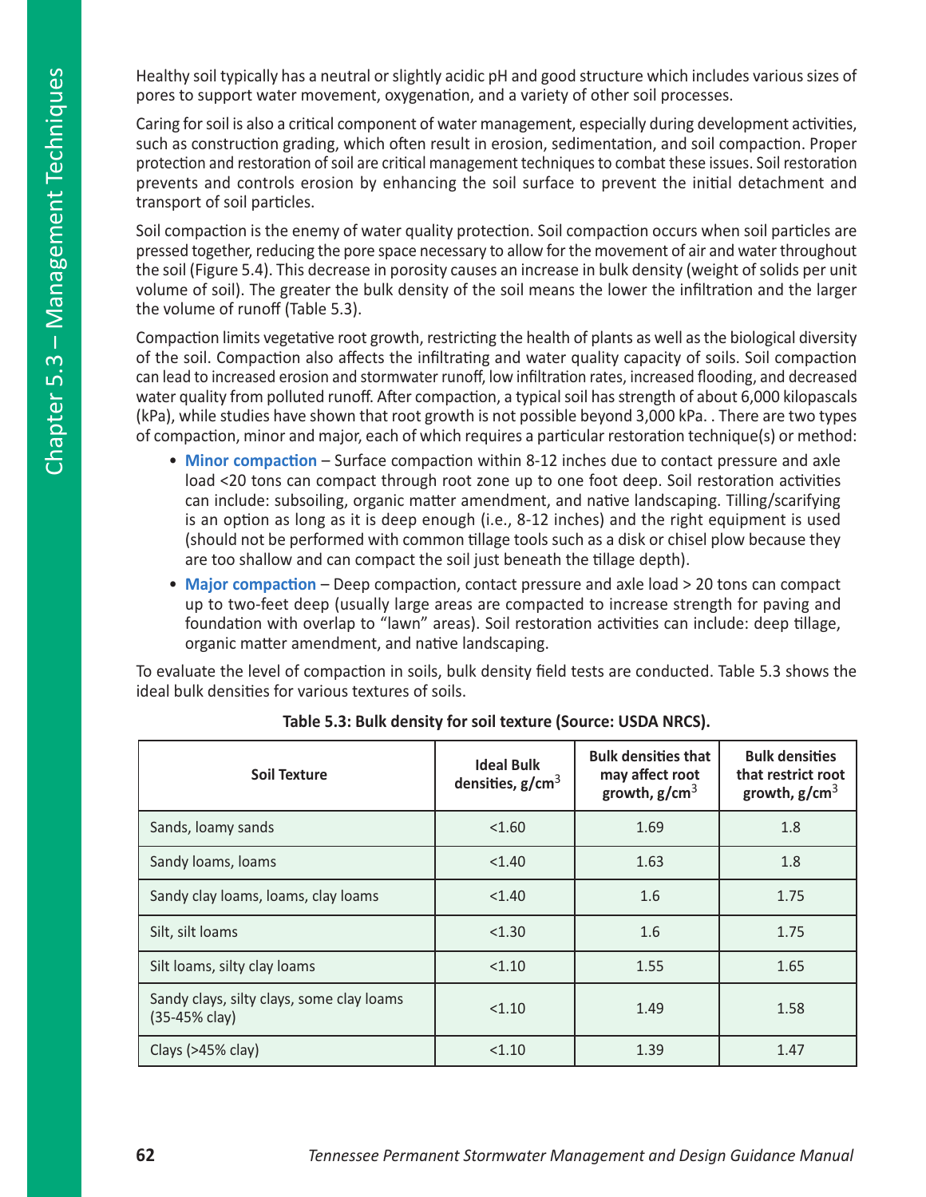Healthy soil typically has a neutral or slightly acidic pH and good structure which includes various sizes of pores to support water movement, oxygenation, and a variety of other soil processes.

Caring for soil is also a critical component of water management, especially during development activities, such as construction grading, which often result in erosion, sedimentation, and soil compaction. Proper protection and restoration of soil are critical management techniques to combat these issues. Soil restoration prevents and controls erosion by enhancing the soil surface to prevent the initial detachment and transport of soil particles.

Soil compaction is the enemy of water quality protection. Soil compaction occurs when soil particles are pressed together, reducing the pore space necessary to allow for the movement of air and water throughout the soil (Figure 5.4). This decrease in porosity causes an increase in bulk density (weight of solids per unit volume of soil). The greater the bulk density of the soil means the lower the infiltration and the larger the volume of runoff (Table 5.3).

Compaction limits vegetative root growth, restricting the health of plants as well as the biological diversity of the soil. Compaction also affects the infiltrating and water quality capacity of soils. Soil compaction can lead to increased erosion and stormwater runoff, low infiltration rates, increased flooding, and decreased water quality from polluted runoff. After compaction, a typical soil has strength of about 6,000 kilopascals (kPa), while studies have shown that root growth is not possible beyond 3,000 kPa. . There are two types of compaction, minor and major, each of which requires a particular restoration technique(s) or method:

- **Minor compaction** – Surface compaction within 8-12 inches due to contact pressure and axle load <20 tons can compact through root zone up to one foot deep. Soil restoration activities can include: subsoiling, organic matter amendment, and native landscaping. Tilling/scarifying is an option as long as it is deep enough (i.e., 8-12 inches) and the right equipment is used (should not be performed with common tillage tools such as a disk or chisel plow because they are too shallow and can compact the soil just beneath the tillage depth).
- **Major compaction** – Deep compaction, contact pressure and axle load > 20 tons can compact up to two-feet deep (usually large areas are compacted to increase strength for paving and foundation with overlap to "lawn" areas). Soil restoration activities can include: deep tillage, organic matter amendment, and native landscaping.

To evaluate the level of compaction in soils, bulk density field tests are conducted. Table 5.3 shows the ideal bulk densities for various textures of soils.

**Table 5.3: Bulk density for soil texture (Source: USDA NRCS).**

| Soil Texture | Ideal Bulk densities, $g/cm^3$ | Bulk densities that may affect root growth, $g/cm^3$ | Bulk densities that restrict root growth, $g/cm^3$ |
|---|---|---|---|
| Sands, loamy sands | <1.60 | 1.69 | 1.8 |
| Sandy loams, loams | <1.40 | 1.63 | 1.8 |
| Sandy clay loams, loams, clay loams | <1.40 | 1.6 | 1.75 |
| Silt, silt loams | <1.30 | 1.6 | 1.75 |
| Silt loams, silty clay loams | <1.10 | 1.55 | 1.65 |
| Sandy clays, silty clays, some clay loams (35-45% clay) | <1.10 | 1.49 | 1.58 |
| Clays (>45% clay) | <1.10 | 1.39 | 1.47 |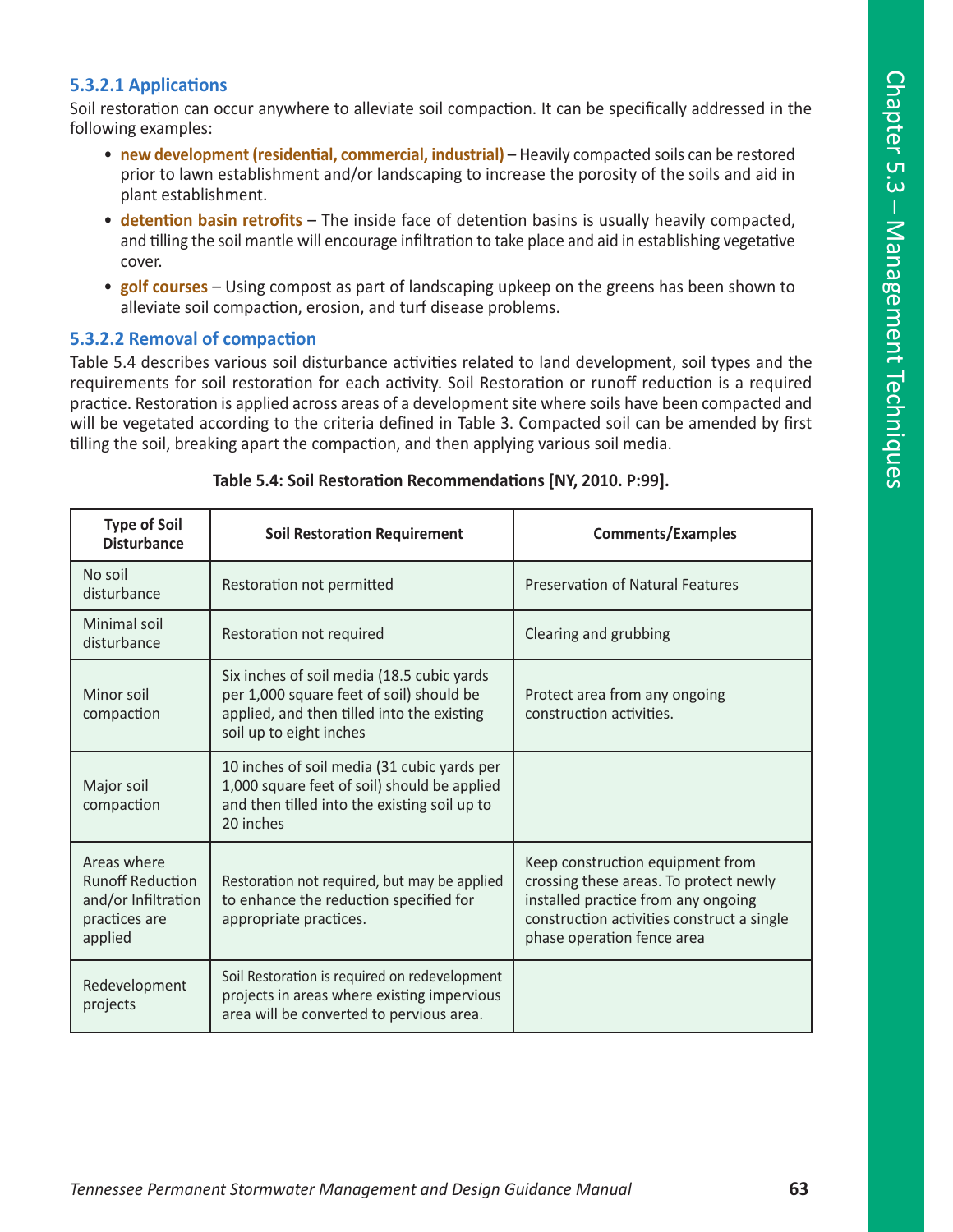### 5.3.2.1 Applications

Soil restoration can occur anywhere to alleviate soil compaction. It can be specifically addressed in the following examples:

- **new development (residential, commercial, industrial)** – Heavily compacted soils can be restored prior to lawn establishment and/or landscaping to increase the porosity of the soils and aid in plant establishment.
- **detention basin retrofits** – The inside face of detention basins is usually heavily compacted, and tilling the soil mantle will encourage infiltration to take place and aid in establishing vegetative cover.
- **golf courses** – Using compost as part of landscaping upkeep on the greens has been shown to alleviate soil compaction, erosion, and turf disease problems.

### 5.3.2.2 Removal of compaction

Table 5.4 describes various soil disturbance activities related to land development, soil types and the requirements for soil restoration for each activity. Soil Restoration or runoff reduction is a required practice. Restoration is applied across areas of a development site where soils have been compacted and will be vegetated according to the criteria defined in Table 3. Compacted soil can be amended by first tilling the soil, breaking apart the compaction, and then applying various soil media.

**Table 5.4: Soil Restoration Recommendations [NY, 2010. P:99].**

| Type of Soil Disturbance | Soil Restoration Requirement | Comments/Examples |
|---|---|---|
| No soil disturbance | Restoration not permitted | Preservation of Natural Features |
| Minimal soil disturbance | Restoration not required | Clearing and grubbing |
| Minor soil compaction | Six inches of soil media (18.5 cubic yards per 1,000 square feet of soil) should be applied, and then tilled into the existing soil up to eight inches | Protect area from any ongoing construction activities. |
| Major soil compaction | 10 inches of soil media (31 cubic yards per 1,000 square feet of soil) should be applied and then tilled into the existing soil up to 20 inches | |
| Areas where Runoff Reduction and/or Infiltration practices are applied | Restoration not required, but may be applied to enhance the reduction specified for appropriate practices. | Keep construction equipment from crossing these areas. To protect newly installed practice from any ongoing construction activities construct a single phase operation fence area |
| Redevelopment projects | Soil Restoration is required on redevelopment projects in areas where existing impervious area will be converted to pervious area. | |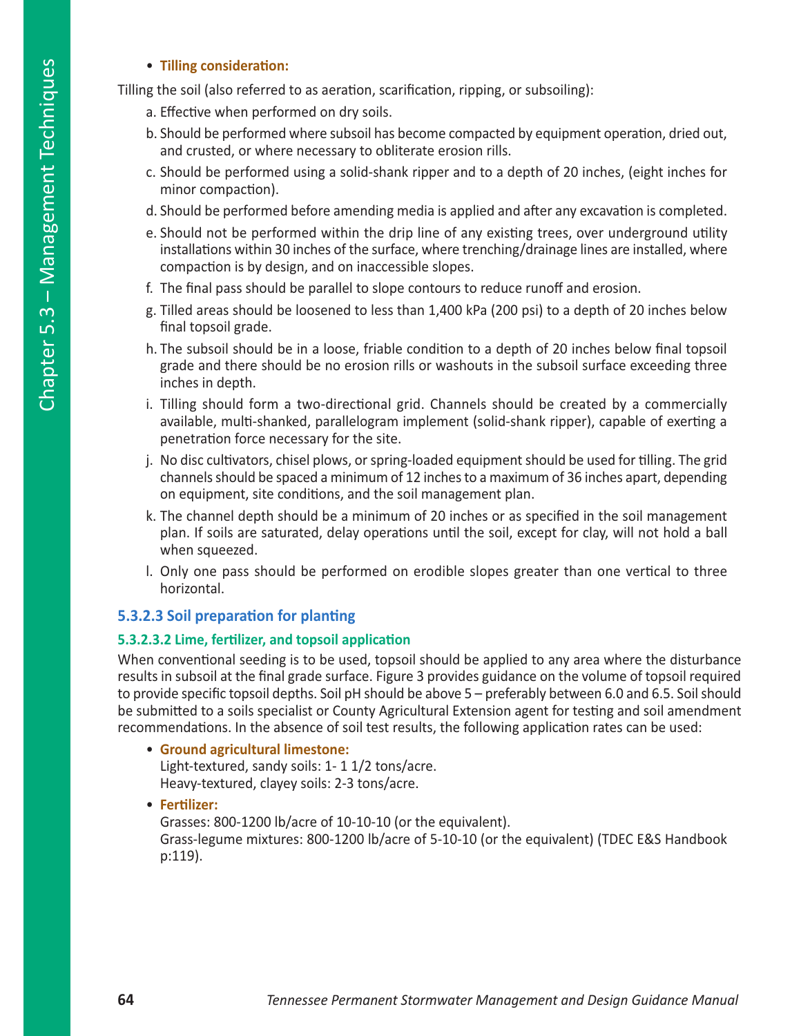- **Tilling consideration:**

Tilling the soil (also referred to as aeration, scarification, ripping, or subsoiling):

a. Effective when performed on dry soils.

b. Should be performed where subsoil has become compacted by equipment operation, dried out, and crusted, or where necessary to obliterate erosion rills.

c. Should be performed using a solid-shank ripper and to a depth of 20 inches, (eight inches for minor compaction).

d. Should be performed before amending media is applied and after any excavation is completed.

e. Should not be performed within the drip line of any existing trees, over underground utility installations within 30 inches of the surface, where trenching/drainage lines are installed, where compaction is by design, and on inaccessible slopes.

f. The final pass should be parallel to slope contours to reduce runoff and erosion.

g. Tilled areas should be loosened to less than 1,400 kPa (200 psi) to a depth of 20 inches below final topsoil grade.

h. The subsoil should be in a loose, friable condition to a depth of 20 inches below final topsoil grade and there should be no erosion rills or washouts in the subsoil surface exceeding three inches in depth.

i. Tilling should form a two-directional grid. Channels should be created by a commercially available, multi-shanked, parallelogram implement (solid-shank ripper), capable of exerting a penetration force necessary for the site.

j. No disc cultivators, chisel plows, or spring-loaded equipment should be used for tilling. The grid channels should be spaced a minimum of 12 inches to a maximum of 36 inches apart, depending on equipment, site conditions, and the soil management plan.

k. The channel depth should be a minimum of 20 inches or as specified in the soil management plan. If soils are saturated, delay operations until the soil, except for clay, will not hold a ball when squeezed.

l. Only one pass should be performed on erodible slopes greater than one vertical to three horizontal.

### 5.3.2.3 Soil preparation for planting

#### 5.3.2.3.2 Lime, fertilizer, and topsoil application

When conventional seeding is to be used, topsoil should be applied to any area where the disturbance results in subsoil at the final grade surface. Figure 3 provides guidance on the volume of topsoil required to provide specific topsoil depths. Soil pH should be above 5 – preferably between 6.0 and 6.5. Soil should be submitted to a soils specialist or County Agricultural Extension agent for testing and soil amendment recommendations. In the absence of soil test results, the following application rates can be used:

- **Ground agricultural limestone:**
  Light-textured, sandy soils: 1- 1 1/2 tons/acre.
  Heavy-textured, clayey soils: 2-3 tons/acre.
- **Fertilizer:**
  Grasses: 800-1200 lb/acre of 10-10-10 (or the equivalent).
  Grass-legume mixtures: 800-1200 lb/acre of 5-10-10 (or the equivalent) (TDEC E&S Handbook p:119).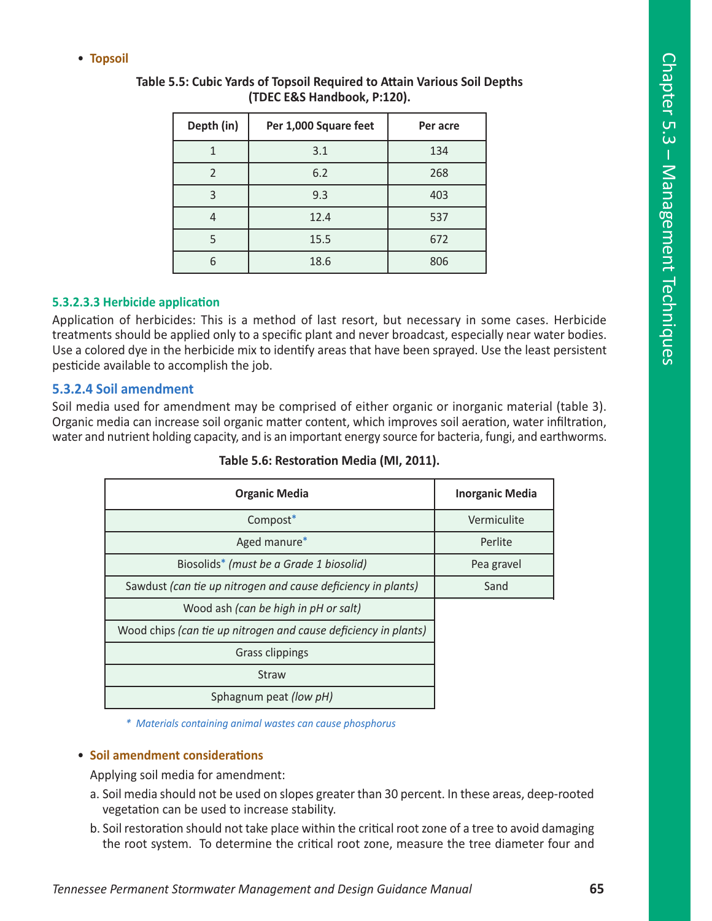- **Topsoil**

**Table 5.5: Cubic Yards of Topsoil Required to Attain Various Soil Depths (TDEC E&S Handbook, P:120).**

| Depth (in) | Per 1,000 Square feet | Per acre |
|---|---|---|
| 1 | 3.1 | 134 |
| 2 | 6.2 | 268 |
| 3 | 9.3 | 403 |
| 4 | 12.4 | 537 |
| 5 | 15.5 | 672 |
| 6 | 18.6 | 806 |

#### 5.3.2.3.3 Herbicide application

Application of herbicides: This is a method of last resort, but necessary in some cases. Herbicide treatments should be applied only to a specific plant and never broadcast, especially near water bodies. Use a colored dye in the herbicide mix to identify areas that have been sprayed. Use the least persistent pesticide available to accomplish the job.

### 5.3.2.4 Soil amendment

Soil media used for amendment may be comprised of either organic or inorganic material (table 3). Organic media can increase soil organic matter content, which improves soil aeration, water infiltration, water and nutrient holding capacity, and is an important energy source for bacteria, fungi, and earthworms.

**Table 5.6: Restoration Media (MI, 2011).**

| Organic Media | Inorganic Media |
|---|---|
| Compost* | Vermiculite |
| Aged manure* | Perlite |
| Biosolids* *(must be a Grade 1 biosolid)* | Pea gravel |
| Sawdust *(can tie up nitrogen and cause deficiency in plants)* | Sand |
| Wood ash *(can be high in pH or salt)* | |
| Wood chips *(can tie up nitrogen and cause deficiency in plants)* | |
| Grass clippings | |
| Straw | |
| Sphagnum peat *(low pH)* | |

*\* Materials containing animal wastes can cause phosphorus*

- **Soil amendment considerations**

  Applying soil media for amendment:

  a. Soil media should not be used on slopes greater than 30 percent. In these areas, deep-rooted vegetation can be used to increase stability.

  b. Soil restoration should not take place within the critical root zone of a tree to avoid damaging the root system. To determine the critical root zone, measure the tree diameter four and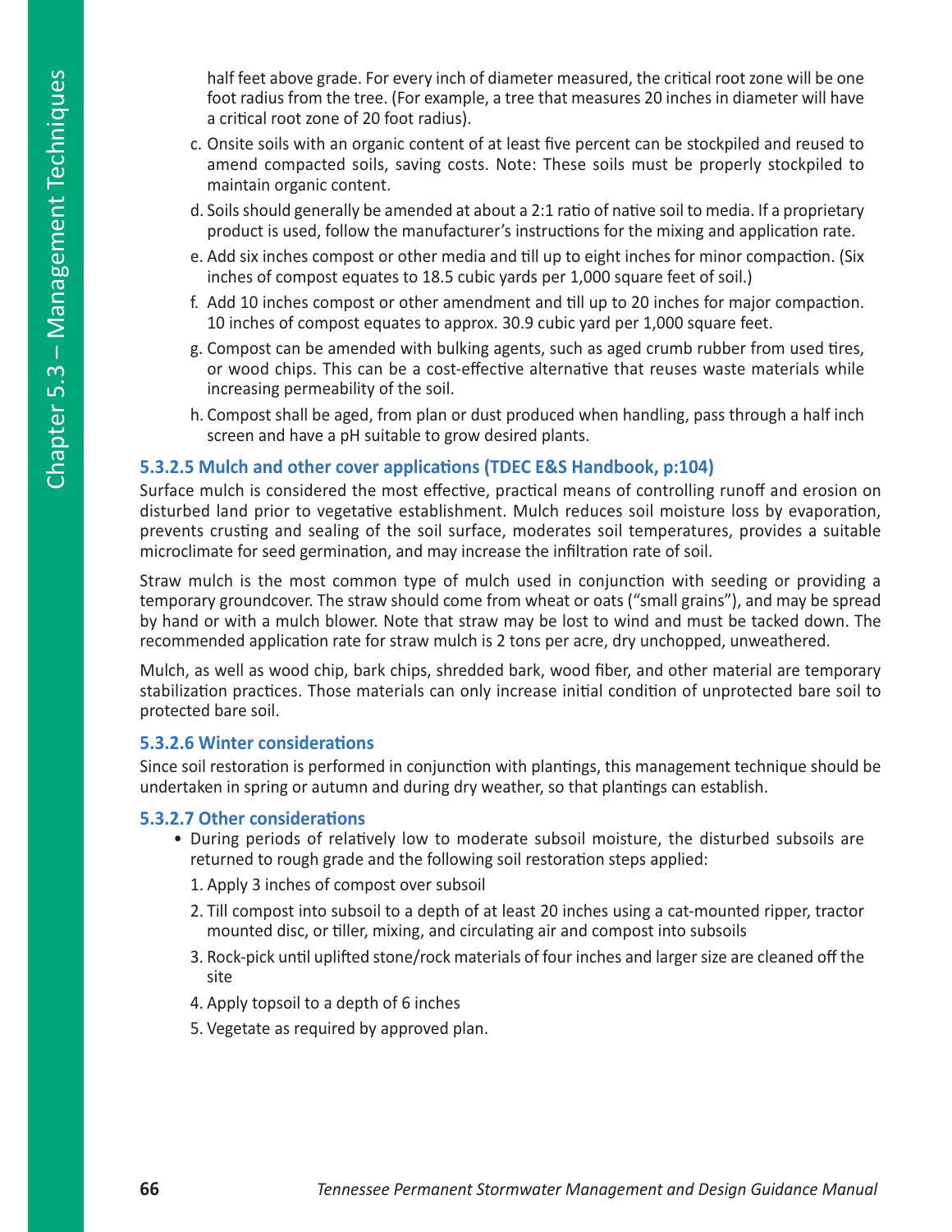half feet above grade. For every inch of diameter measured, the critical root zone will be one foot radius from the tree. (For example, a tree that measures 20 inches in diameter will have a critical root zone of 20 foot radius).

c. Onsite soils with an organic content of at least five percent can be stockpiled and reused to amend compacted soils, saving costs. Note: These soils must be properly stockpiled to maintain organic content.

d. Soils should generally be amended at about a 2:1 ratio of native soil to media. If a proprietary product is used, follow the manufacturer's instructions for the mixing and application rate.

e. Add six inches compost or other media and till up to eight inches for minor compaction. (Six inches of compost equates to 18.5 cubic yards per 1,000 square feet of soil.)

f. Add 10 inches compost or other amendment and till up to 20 inches for major compaction. 10 inches of compost equates to approx. 30.9 cubic yard per 1,000 square feet.

g. Compost can be amended with bulking agents, such as aged crumb rubber from used tires, or wood chips. This can be a cost-effective alternative that reuses waste materials while increasing permeability of the soil.

h. Compost shall be aged, from plan or dust produced when handling, pass through a half inch screen and have a pH suitable to grow desired plants.

### 5.3.2.5 Mulch and other cover applications (TDEC E&S Handbook, p:104)

Surface mulch is considered the most effective, practical means of controlling runoff and erosion on disturbed land prior to vegetative establishment. Mulch reduces soil moisture loss by evaporation, prevents crusting and sealing of the soil surface, moderates soil temperatures, provides a suitable microclimate for seed germination, and may increase the infiltration rate of soil.

Straw mulch is the most common type of mulch used in conjunction with seeding or providing a temporary groundcover. The straw should come from wheat or oats ("small grains"), and may be spread by hand or with a mulch blower. Note that straw may be lost to wind and must be tacked down. The recommended application rate for straw mulch is 2 tons per acre, dry unchopped, unweathered.

Mulch, as well as wood chip, bark chips, shredded bark, wood fiber, and other material are temporary stabilization practices. Those materials can only increase initial condition of unprotected bare soil to protected bare soil.

### 5.3.2.6 Winter considerations

Since soil restoration is performed in conjunction with plantings, this management technique should be undertaken in spring or autumn and during dry weather, so that plantings can establish.

### 5.3.2.7 Other considerations

- During periods of relatively low to moderate subsoil moisture, the disturbed subsoils are returned to rough grade and the following soil restoration steps applied:
  1. Apply 3 inches of compost over subsoil
  2. Till compost into subsoil to a depth of at least 20 inches using a cat-mounted ripper, tractor mounted disc, or tiller, mixing, and circulating air and compost into subsoils
  3. Rock-pick until uplifted stone/rock materials of four inches and larger size are cleaned off the site
  4. Apply topsoil to a depth of 6 inches
  5. Vegetate as required by approved plan.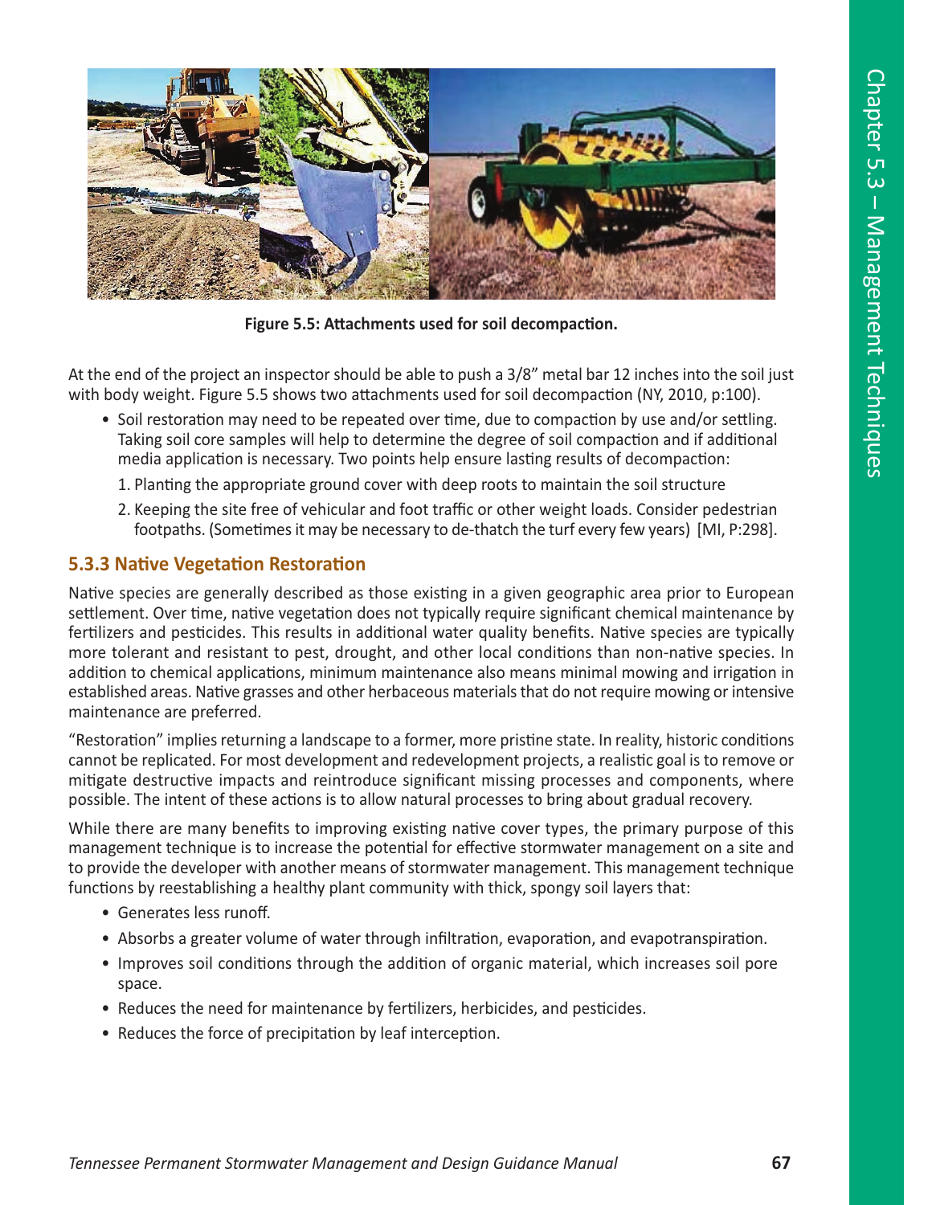Figure 5.5: Attachments used for soil decompaction.

At the end of the project an inspector should be able to push a 3/8" metal bar 12 inches into the soil just with body weight. Figure 5.5 shows two attachments used for soil decompaction (NY, 2010, p:100).

- Soil restoration may need to be repeated over time, due to compaction by use and/or settling. Taking soil core samples will help to determine the degree of soil compaction and if additional media application is necessary. Two points help ensure lasting results of decompaction:
  1. Planting the appropriate ground cover with deep roots to maintain the soil structure
  2. Keeping the site free of vehicular and foot traffic or other weight loads. Consider pedestrian footpaths. (Sometimes it may be necessary to de-thatch the turf every few years) [MI, P:298].

### 5.3.3 Native Vegetation Restoration

Native species are generally described as those existing in a given geographic area prior to European settlement. Over time, native vegetation does not typically require significant chemical maintenance by fertilizers and pesticides. This results in additional water quality benefits. Native species are typically more tolerant and resistant to pest, drought, and other local conditions than non-native species. In addition to chemical applications, minimum maintenance also means minimal mowing and irrigation in established areas. Native grasses and other herbaceous materials that do not require mowing or intensive maintenance are preferred.

"Restoration" implies returning a landscape to a former, more pristine state. In reality, historic conditions cannot be replicated. For most development and redevelopment projects, a realistic goal is to remove or mitigate destructive impacts and reintroduce significant missing processes and components, where possible. The intent of these actions is to allow natural processes to bring about gradual recovery.

While there are many benefits to improving existing native cover types, the primary purpose of this management technique is to increase the potential for effective stormwater management on a site and to provide the developer with another means of stormwater management. This management technique functions by reestablishing a healthy plant community with thick, spongy soil layers that:

- Generates less runoff.
- Absorbs a greater volume of water through infiltration, evaporation, and evapotranspiration.
- Improves soil conditions through the addition of organic material, which increases soil pore space.
- Reduces the need for maintenance by fertilizers, herbicides, and pesticides.
- Reduces the force of precipitation by leaf interception.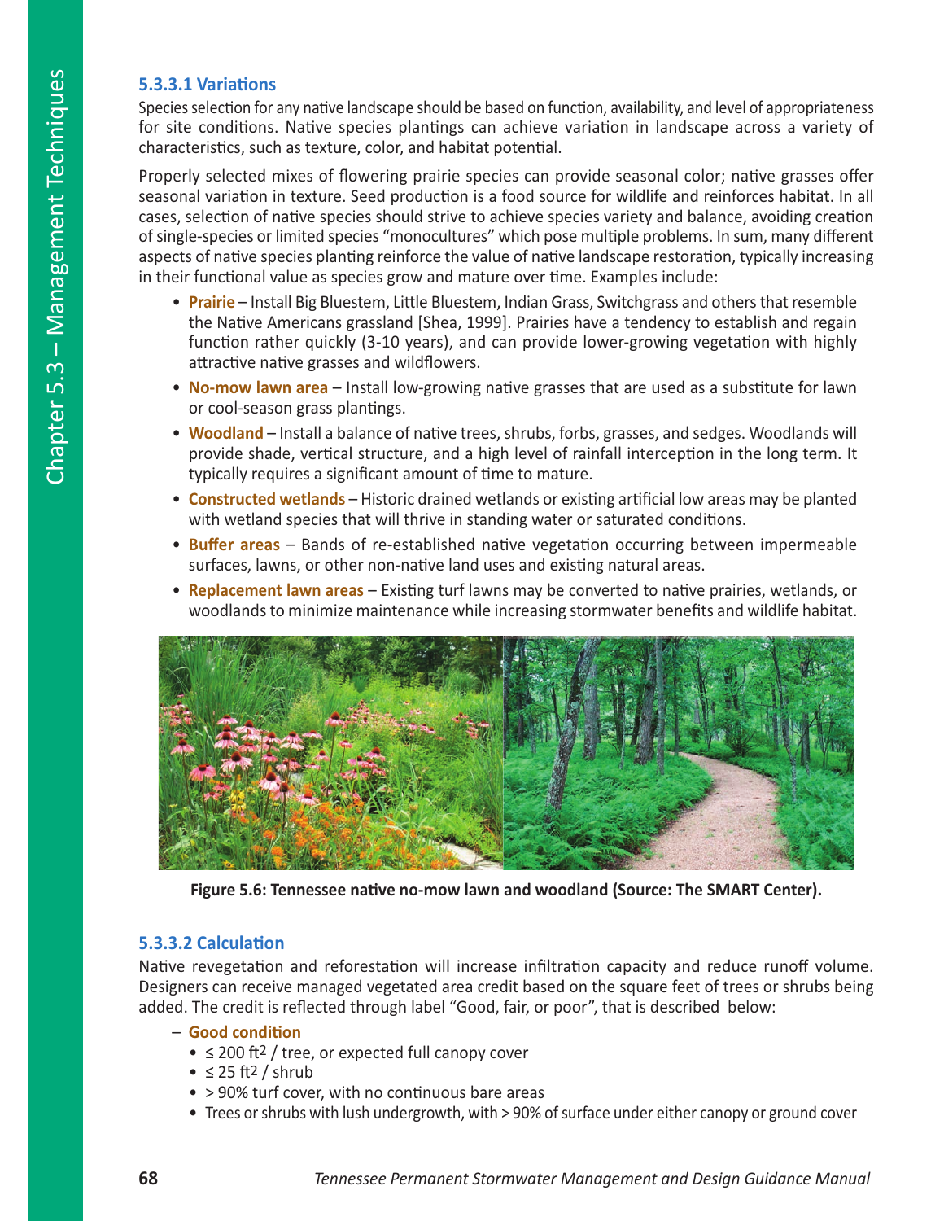### 5.3.3.1 Variations

Species selection for any native landscape should be based on function, availability, and level of appropriateness for site conditions. Native species plantings can achieve variation in landscape across a variety of characteristics, such as texture, color, and habitat potential.

Properly selected mixes of flowering prairie species can provide seasonal color; native grasses offer seasonal variation in texture. Seed production is a food source for wildlife and reinforces habitat. In all cases, selection of native species should strive to achieve species variety and balance, avoiding creation of single-species or limited species "monocultures" which pose multiple problems. In sum, many different aspects of native species planting reinforce the value of native landscape restoration, typically increasing in their functional value as species grow and mature over time. Examples include:

- **Prairie** – Install Big Bluestem, Little Bluestem, Indian Grass, Switchgrass and others that resemble the Native Americans grassland [Shea, 1999]. Prairies have a tendency to establish and regain function rather quickly (3-10 years), and can provide lower-growing vegetation with highly attractive native grasses and wildflowers.
- **No-mow lawn area** – Install low-growing native grasses that are used as a substitute for lawn or cool-season grass plantings.
- **Woodland** – Install a balance of native trees, shrubs, forbs, grasses, and sedges. Woodlands will provide shade, vertical structure, and a high level of rainfall interception in the long term. It typically requires a significant amount of time to mature.
- **Constructed wetlands** – Historic drained wetlands or existing artificial low areas may be planted with wetland species that will thrive in standing water or saturated conditions.
- **Buffer areas** – Bands of re-established native vegetation occurring between impermeable surfaces, lawns, or other non-native land uses and existing natural areas.
- **Replacement lawn areas** – Existing turf lawns may be converted to native prairies, wetlands, or woodlands to minimize maintenance while increasing stormwater benefits and wildlife habitat.

**Figure 5.6: Tennessee native no-mow lawn and woodland (Source: The SMART Center).**

### 5.3.3.2 Calculation

Native revegetation and reforestation will increase infiltration capacity and reduce runoff volume. Designers can receive managed vegetated area credit based on the square feet of trees or shrubs being added. The credit is reflected through label "Good, fair, or poor", that is described below:

- **Good condition**
  - ≤ 200 $ft^2$ / tree, or expected full canopy cover
  - ≤ 25 $ft^2$ / shrub
  - > 90% turf cover, with no continuous bare areas
  - Trees or shrubs with lush undergrowth, with > 90% of surface under either canopy or ground cover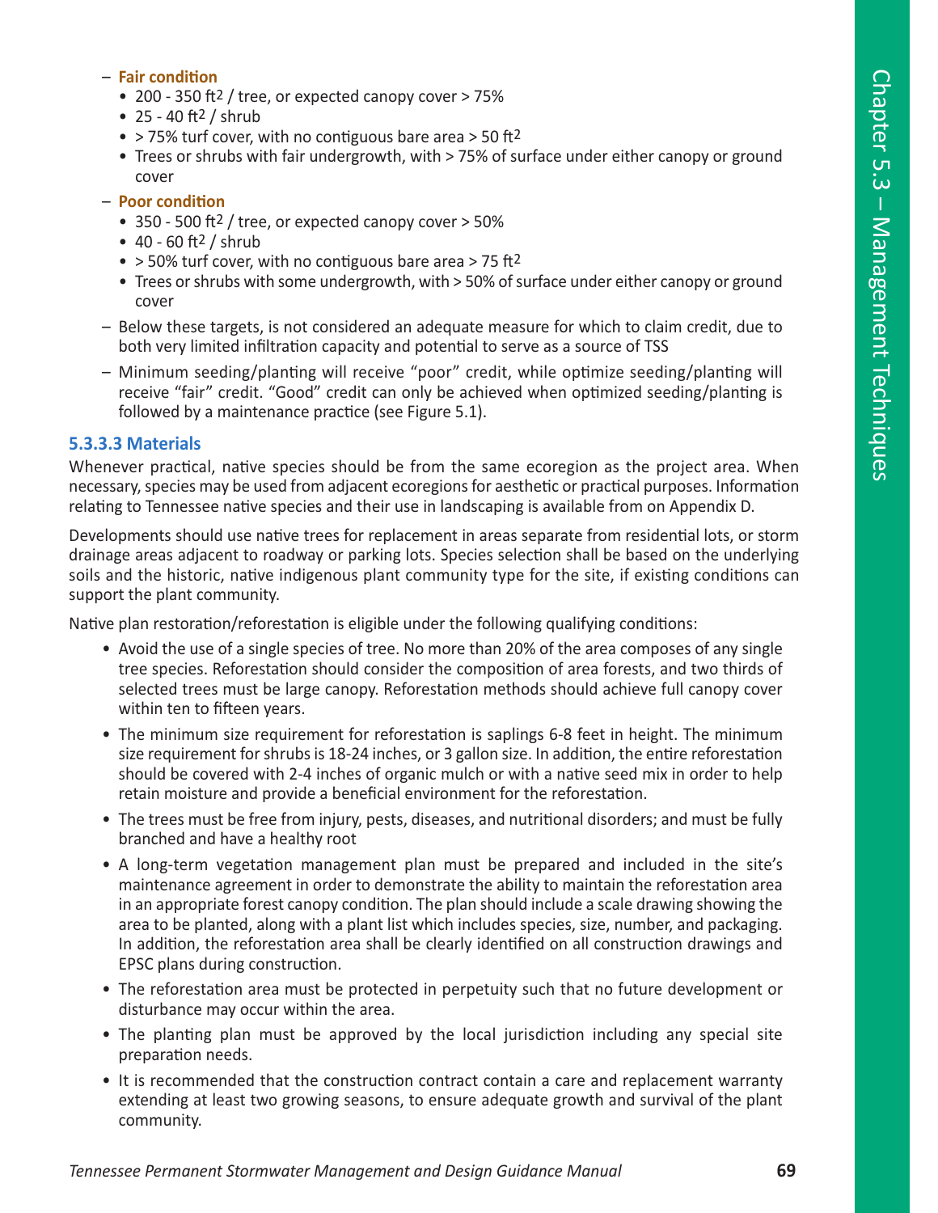- **Fair condition**
  - 200 - 350 $ft^2$ / tree, or expected canopy cover > 75%
  - 25 - 40 $ft^2$ / shrub
  - > 75% turf cover, with no contiguous bare area > 50 $ft^2$
  - Trees or shrubs with fair undergrowth, with > 75% of surface under either canopy or ground cover
- **Poor condition**
  - 350 - 500 $ft^2$ / tree, or expected canopy cover > 50%
  - 40 - 60 $ft^2$ / shrub
  - > 50% turf cover, with no contiguous bare area > 75 $ft^2$
  - Trees or shrubs with some undergrowth, with > 50% of surface under either canopy or ground cover
- Below these targets, is not considered an adequate measure for which to claim credit, due to both very limited infiltration capacity and potential to serve as a source of TSS
- Minimum seeding/planting will receive "poor" credit, while optimize seeding/planting will receive "fair" credit. "Good" credit can only be achieved when optimized seeding/planting is followed by a maintenance practice (see Figure 5.1).

### 5.3.3.3 Materials

Whenever practical, native species should be from the same ecoregion as the project area. When necessary, species may be used from adjacent ecoregions for aesthetic or practical purposes. Information relating to Tennessee native species and their use in landscaping is available from on Appendix D.

Developments should use native trees for replacement in areas separate from residential lots, or storm drainage areas adjacent to roadway or parking lots. Species selection shall be based on the underlying soils and the historic, native indigenous plant community type for the site, if existing conditions can support the plant community.

Native plan restoration/reforestation is eligible under the following qualifying conditions:

- Avoid the use of a single species of tree. No more than 20% of the area composes of any single tree species. Reforestation should consider the composition of area forests, and two thirds of selected trees must be large canopy. Reforestation methods should achieve full canopy cover within ten to fifteen years.
- The minimum size requirement for reforestation is saplings 6-8 feet in height. The minimum size requirement for shrubs is 18-24 inches, or 3 gallon size. In addition, the entire reforestation should be covered with 2-4 inches of organic mulch or with a native seed mix in order to help retain moisture and provide a beneficial environment for the reforestation.
- The trees must be free from injury, pests, diseases, and nutritional disorders; and must be fully branched and have a healthy root
- A long-term vegetation management plan must be prepared and included in the site's maintenance agreement in order to demonstrate the ability to maintain the reforestation area in an appropriate forest canopy condition. The plan should include a scale drawing showing the area to be planted, along with a plant list which includes species, size, number, and packaging. In addition, the reforestation area shall be clearly identified on all construction drawings and EPSC plans during construction.
- The reforestation area must be protected in perpetuity such that no future development or disturbance may occur within the area.
- The planting plan must be approved by the local jurisdiction including any special site preparation needs.
- It is recommended that the construction contract contain a care and replacement warranty extending at least two growing seasons, to ensure adequate growth and survival of the plant community.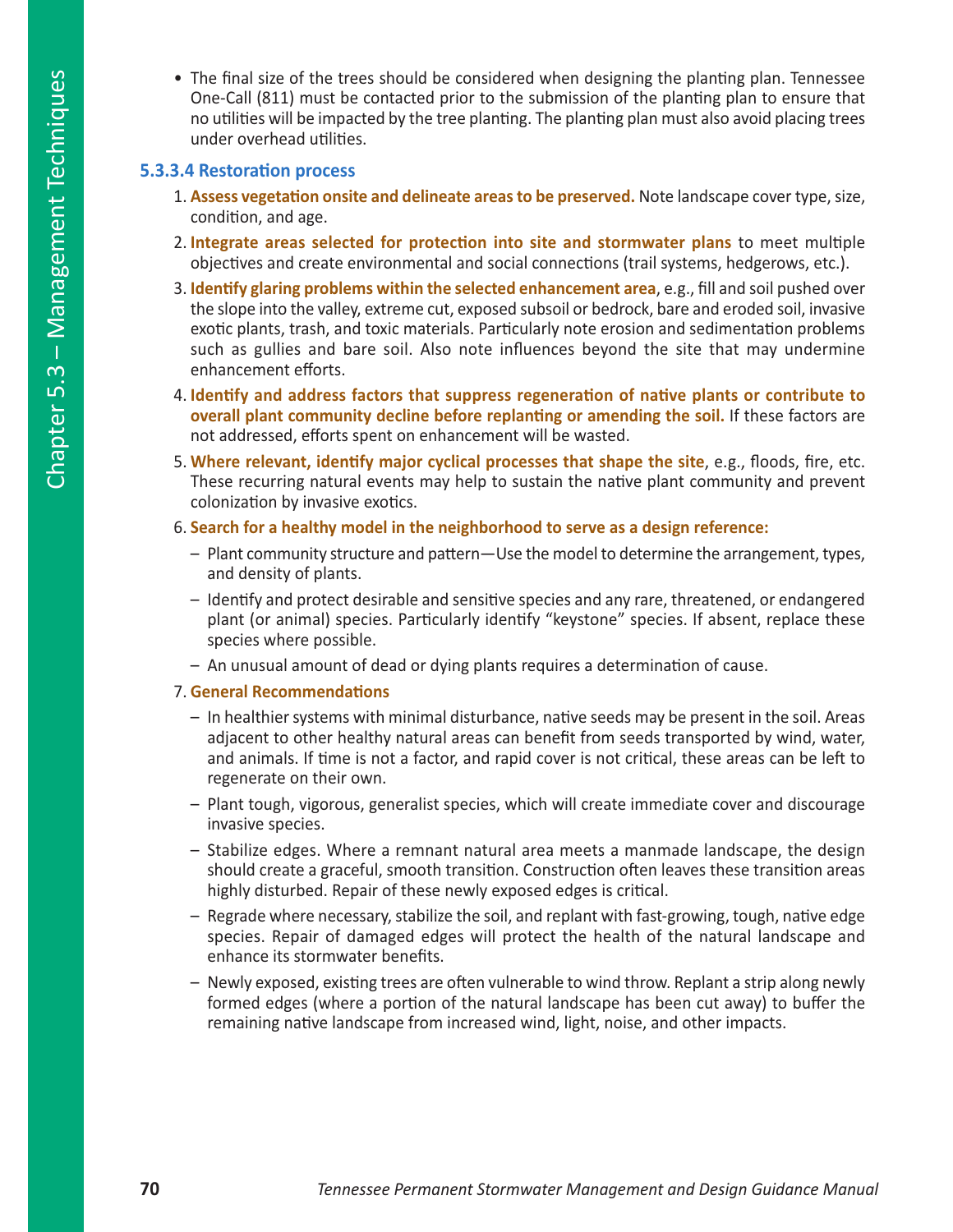- The final size of the trees should be considered when designing the planting plan. Tennessee One-Call (811) must be contacted prior to the submission of the planting plan to ensure that no utilities will be impacted by the tree planting. The planting plan must also avoid placing trees under overhead utilities.

### 5.3.3.4 Restoration process

1. **Assess vegetation onsite and delineate areas to be preserved.** Note landscape cover type, size, condition, and age.
2. **Integrate areas selected for protection into site and stormwater plans** to meet multiple objectives and create environmental and social connections (trail systems, hedgerows, etc.).
3. **Identify glaring problems within the selected enhancement area**, e.g., fill and soil pushed over the slope into the valley, extreme cut, exposed subsoil or bedrock, bare and eroded soil, invasive exotic plants, trash, and toxic materials. Particularly note erosion and sedimentation problems such as gullies and bare soil. Also note influences beyond the site that may undermine enhancement efforts.
4. **Identify and address factors that suppress regeneration of native plants or contribute to overall plant community decline before replanting or amending the soil.** If these factors are not addressed, efforts spent on enhancement will be wasted.
5. **Where relevant, identify major cyclical processes that shape the site**, e.g., floods, fire, etc. These recurring natural events may help to sustain the native plant community and prevent colonization by invasive exotics.
6. **Search for a healthy model in the neighborhood to serve as a design reference:**
   - Plant community structure and pattern—Use the model to determine the arrangement, types, and density of plants.
   - Identify and protect desirable and sensitive species and any rare, threatened, or endangered plant (or animal) species. Particularly identify "keystone" species. If absent, replace these species where possible.
   - An unusual amount of dead or dying plants requires a determination of cause.
7. **General Recommendations**
   - In healthier systems with minimal disturbance, native seeds may be present in the soil. Areas adjacent to other healthy natural areas can benefit from seeds transported by wind, water, and animals. If time is not a factor, and rapid cover is not critical, these areas can be left to regenerate on their own.
   - Plant tough, vigorous, generalist species, which will create immediate cover and discourage invasive species.
   - Stabilize edges. Where a remnant natural area meets a manmade landscape, the design should create a graceful, smooth transition. Construction often leaves these transition areas highly disturbed. Repair of these newly exposed edges is critical.
   - Regrade where necessary, stabilize the soil, and replant with fast-growing, tough, native edge species. Repair of damaged edges will protect the health of the natural landscape and enhance its stormwater benefits.
   - Newly exposed, existing trees are often vulnerable to wind throw. Replant a strip along newly formed edges (where a portion of the natural landscape has been cut away) to buffer the remaining native landscape from increased wind, light, noise, and other impacts.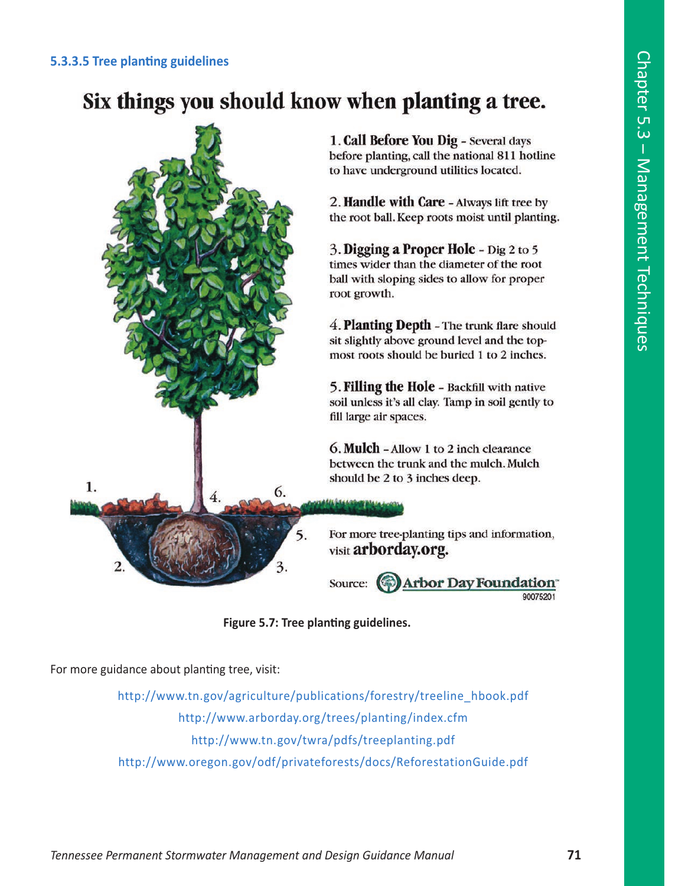### 5.3.3.5 Tree planting guidelines

## Six things you should know when planting a tree.

1. **Call Before You Dig** - Several days before planting, call the national 811 hotline to have underground utilities located.

2. **Handle with Care** - Always lift tree by the root ball. Keep roots moist until planting.

3. **Digging a Proper Hole** - Dig 2 to 5 times wider than the diameter of the root ball with sloping sides to allow for proper root growth.

4. **Planting Depth** - The trunk flare should sit slightly above ground level and the top-most roots should be buried 1 to 2 inches.

5. **Filling the Hole** - Backfill with native soil unless it's all clay. Tamp in soil gently to fill large air spaces.

6. **Mulch** - Allow 1 to 2 inch clearance between the trunk and the mulch. Mulch should be 2 to 3 inches deep.

For more tree-planting tips and information, visit **arborday.org.**

Source: Arbor Day Foundation™ 90075201

**Figure 5.7: Tree planting guidelines.**

For more guidance about planting tree, visit:

http://www.tn.gov/agriculture/publications/forestry/treeline_hbook.pdf

http://www.arborday.org/trees/planting/index.cfm

http://www.tn.gov/twra/pdfs/treeplanting.pdf

http://www.oregon.gov/odf/privateforests/docs/ReforestationGuide.pdf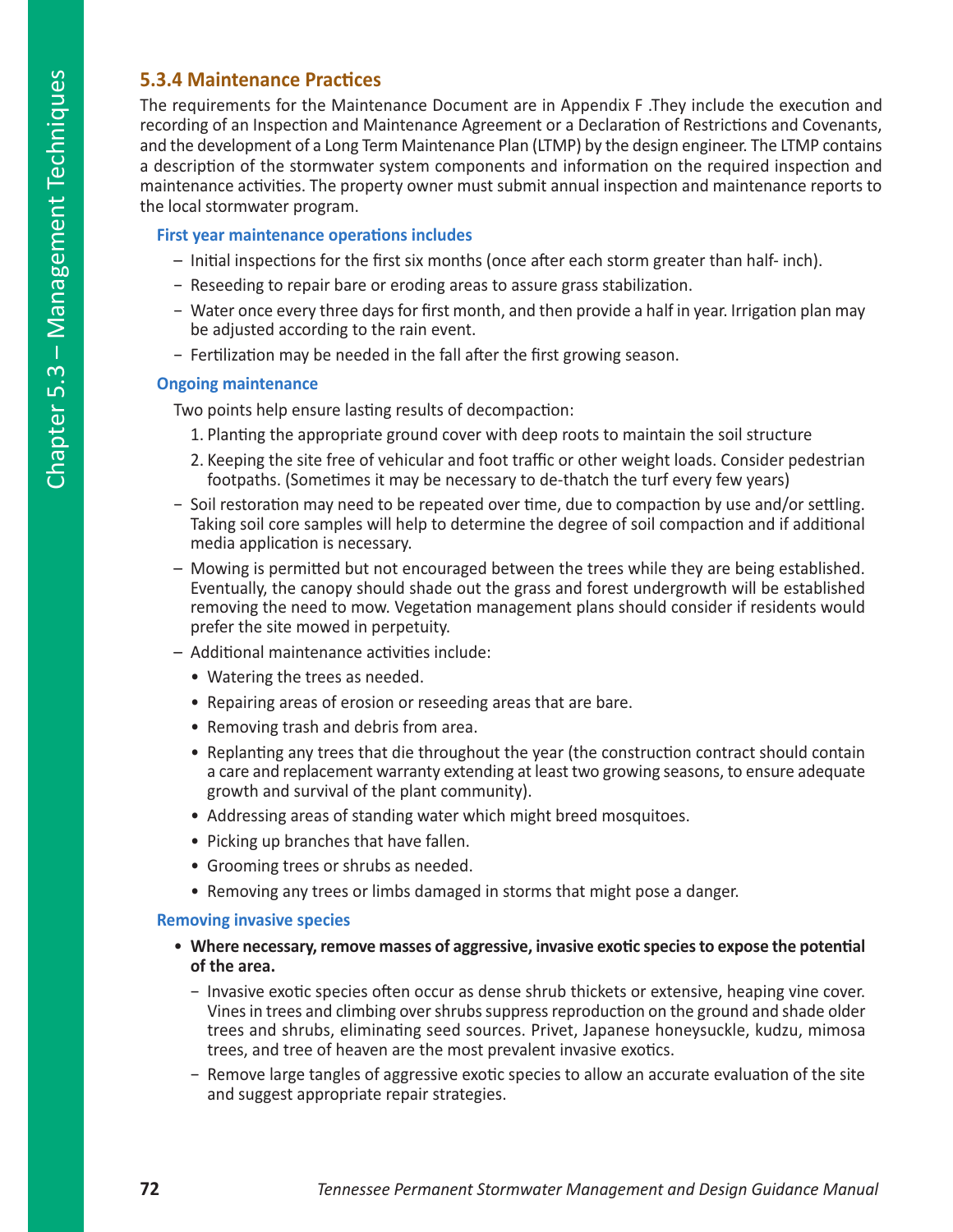### 5.3.4 Maintenance Practices

The requirements for the Maintenance Document are in Appendix F .They include the execution and recording of an Inspection and Maintenance Agreement or a Declaration of Restrictions and Covenants, and the development of a Long Term Maintenance Plan (LTMP) by the design engineer. The LTMP contains a description of the stormwater system components and information on the required inspection and maintenance activities. The property owner must submit annual inspection and maintenance reports to the local stormwater program.

#### First year maintenance operations includes

- Initial inspections for the first six months (once after each storm greater than half- inch).
- Reseeding to repair bare or eroding areas to assure grass stabilization.
- Water once every three days for first month, and then provide a half in year. Irrigation plan may be adjusted according to the rain event.
- Fertilization may be needed in the fall after the first growing season.

#### Ongoing maintenance

Two points help ensure lasting results of decompaction:

1. Planting the appropriate ground cover with deep roots to maintain the soil structure
2. Keeping the site free of vehicular and foot traffic or other weight loads. Consider pedestrian footpaths. (Sometimes it may be necessary to de-thatch the turf every few years)

- Soil restoration may need to be repeated over time, due to compaction by use and/or settling. Taking soil core samples will help to determine the degree of soil compaction and if additional media application is necessary.
- Mowing is permitted but not encouraged between the trees while they are being established. Eventually, the canopy should shade out the grass and forest undergrowth will be established removing the need to mow. Vegetation management plans should consider if residents would prefer the site mowed in perpetuity.
- Additional maintenance activities include:
  - Watering the trees as needed.
  - Repairing areas of erosion or reseeding areas that are bare.
  - Removing trash and debris from area.
  - Replanting any trees that die throughout the year (the construction contract should contain a care and replacement warranty extending at least two growing seasons, to ensure adequate growth and survival of the plant community).
  - Addressing areas of standing water which might breed mosquitoes.
  - Picking up branches that have fallen.
  - Grooming trees or shrubs as needed.
  - Removing any trees or limbs damaged in storms that might pose a danger.

#### Removing invasive species

- **Where necessary, remove masses of aggressive, invasive exotic species to expose the potential of the area.**
  - Invasive exotic species often occur as dense shrub thickets or extensive, heaping vine cover. Vines in trees and climbing over shrubs suppress reproduction on the ground and shade older trees and shrubs, eliminating seed sources. Privet, Japanese honeysuckle, kudzu, mimosa trees, and tree of heaven are the most prevalent invasive exotics.
  - Remove large tangles of aggressive exotic species to allow an accurate evaluation of the site and suggest appropriate repair strategies.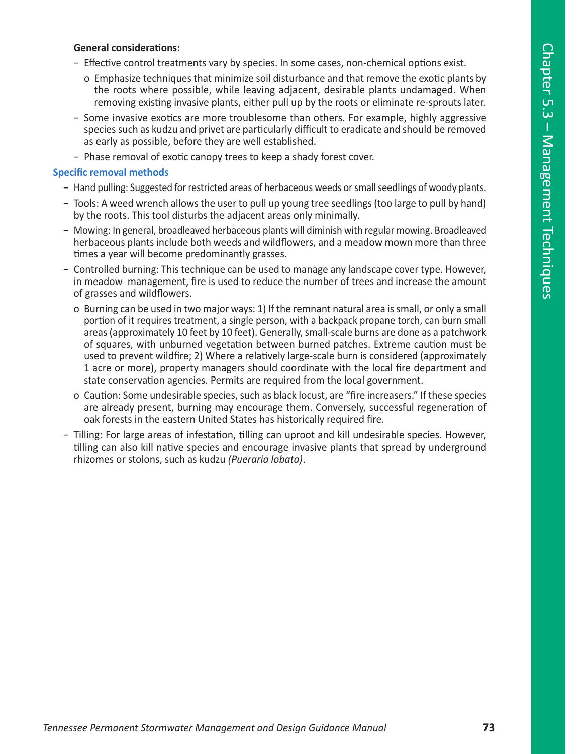**General considerations:**

- Effective control treatments vary by species. In some cases, non-chemical options exist.
  - Emphasize techniques that minimize soil disturbance and that remove the exotic plants by the roots where possible, while leaving adjacent, desirable plants undamaged. When removing existing invasive plants, either pull up by the roots or eliminate re-sprouts later.
- Some invasive exotics are more troublesome than others. For example, highly aggressive species such as kudzu and privet are particularly difficult to eradicate and should be removed as early as possible, before they are well established.
- Phase removal of exotic canopy trees to keep a shady forest cover.

### Specific removal methods

- Hand pulling: Suggested for restricted areas of herbaceous weeds or small seedlings of woody plants.
- Tools: A weed wrench allows the user to pull up young tree seedlings (too large to pull by hand) by the roots. This tool disturbs the adjacent areas only minimally.
- Mowing: In general, broadleaved herbaceous plants will diminish with regular mowing. Broadleaved herbaceous plants include both weeds and wildflowers, and a meadow mown more than three times a year will become predominantly grasses.
- Controlled burning: This technique can be used to manage any landscape cover type. However, in meadow management, fire is used to reduce the number of trees and increase the amount of grasses and wildflowers.
  - Burning can be used in two major ways: 1) If the remnant natural area is small, or only a small portion of it requires treatment, a single person, with a backpack propane torch, can burn small areas (approximately 10 feet by 10 feet). Generally, small-scale burns are done as a patchwork of squares, with unburned vegetation between burned patches. Extreme caution must be used to prevent wildfire; 2) Where a relatively large-scale burn is considered (approximately 1 acre or more), property managers should coordinate with the local fire department and state conservation agencies. Permits are required from the local government.
  - Caution: Some undesirable species, such as black locust, are "fire increasers." If these species are already present, burning may encourage them. Conversely, successful regeneration of oak forests in the eastern United States has historically required fire.
- Tilling: For large areas of infestation, tilling can uproot and kill undesirable species. However, tilling can also kill native species and encourage invasive plants that spread by underground rhizomes or stolons, such as kudzu *(Pueraria lobata)*.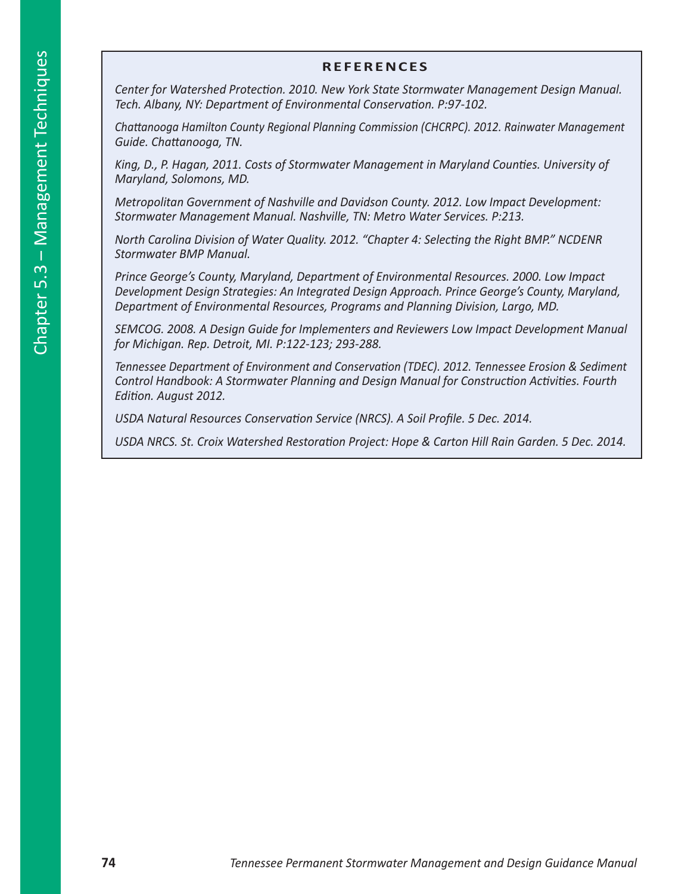## REFERENCES

*Center for Watershed Protection. 2010. New York State Stormwater Management Design Manual. Tech. Albany, NY: Department of Environmental Conservation. P:97-102.*

*Chattanooga Hamilton County Regional Planning Commission (CHCRPC). 2012. Rainwater Management Guide. Chattanooga, TN.*

*King, D., P. Hagan, 2011. Costs of Stormwater Management in Maryland Counties. University of Maryland, Solomons, MD.*

*Metropolitan Government of Nashville and Davidson County. 2012. Low Impact Development: Stormwater Management Manual. Nashville, TN: Metro Water Services. P:213.*

*North Carolina Division of Water Quality. 2012. "Chapter 4: Selecting the Right BMP." NCDENR Stormwater BMP Manual.*

*Prince George's County, Maryland, Department of Environmental Resources. 2000. Low Impact Development Design Strategies: An Integrated Design Approach. Prince George's County, Maryland, Department of Environmental Resources, Programs and Planning Division, Largo, MD.*

*SEMCOG. 2008. A Design Guide for Implementers and Reviewers Low Impact Development Manual for Michigan. Rep. Detroit, MI. P:122-123; 293-288.*

*Tennessee Department of Environment and Conservation (TDEC). 2012. Tennessee Erosion & Sediment Control Handbook: A Stormwater Planning and Design Manual for Construction Activities. Fourth Edition. August 2012.*

*USDA Natural Resources Conservation Service (NRCS). A Soil Profile. 5 Dec. 2014.*

*USDA NRCS. St. Croix Watershed Restoration Project: Hope & Carton Hill Rain Garden. 5 Dec. 2014.*